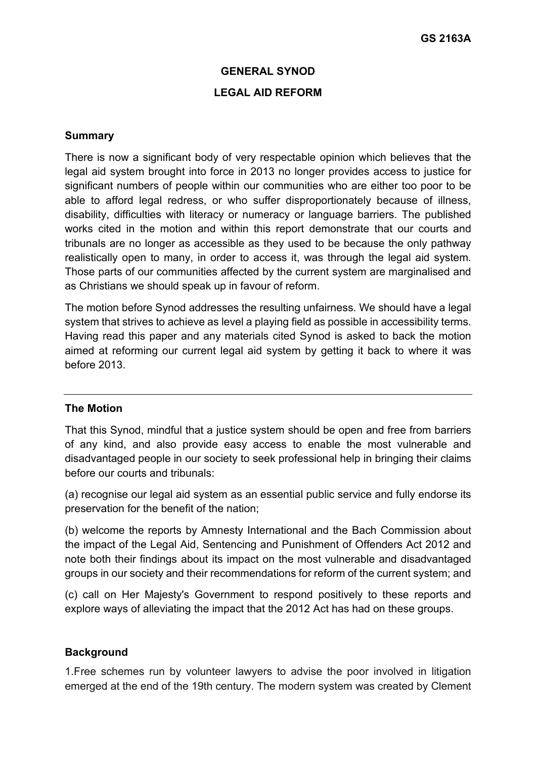GS 2163A

# GENERAL SYNOD

## LEGAL AID REFORM

### Summary

There is now a significant body of very respectable opinion which believes that the legal aid system brought into force in 2013 no longer provides access to justice for significant numbers of people within our communities who are either too poor to be able to afford legal redress, or who suffer disproportionately because of illness, disability, difficulties with literacy or numeracy or language barriers. The published works cited in the motion and within this report demonstrate that our courts and tribunals are no longer as accessible as they used to be because the only pathway realistically open to many, in order to access it, was through the legal aid system. Those parts of our communities affected by the current system are marginalised and as Christians we should speak up in favour of reform.

The motion before Synod addresses the resulting unfairness. We should have a legal system that strives to achieve as level a playing field as possible in accessibility terms. Having read this paper and any materials cited Synod is asked to back the motion aimed at reforming our current legal aid system by getting it back to where it was before 2013.

---

### The Motion

That this Synod, mindful that a justice system should be open and free from barriers of any kind, and also provide easy access to enable the most vulnerable and disadvantaged people in our society to seek professional help in bringing their claims before our courts and tribunals:

(a) recognise our legal aid system as an essential public service and fully endorse its preservation for the benefit of the nation;

(b) welcome the reports by Amnesty International and the Bach Commission about the impact of the Legal Aid, Sentencing and Punishment of Offenders Act 2012 and note both their findings about its impact on the most vulnerable and disadvantaged groups in our society and their recommendations for reform of the current system; and

(c) call on Her Majesty's Government to respond positively to these reports and explore ways of alleviating the impact that the 2012 Act has had on these groups.

### Background

1.Free schemes run by volunteer lawyers to advise the poor involved in litigation emerged at the end of the 19th century. The modern system was created by Clement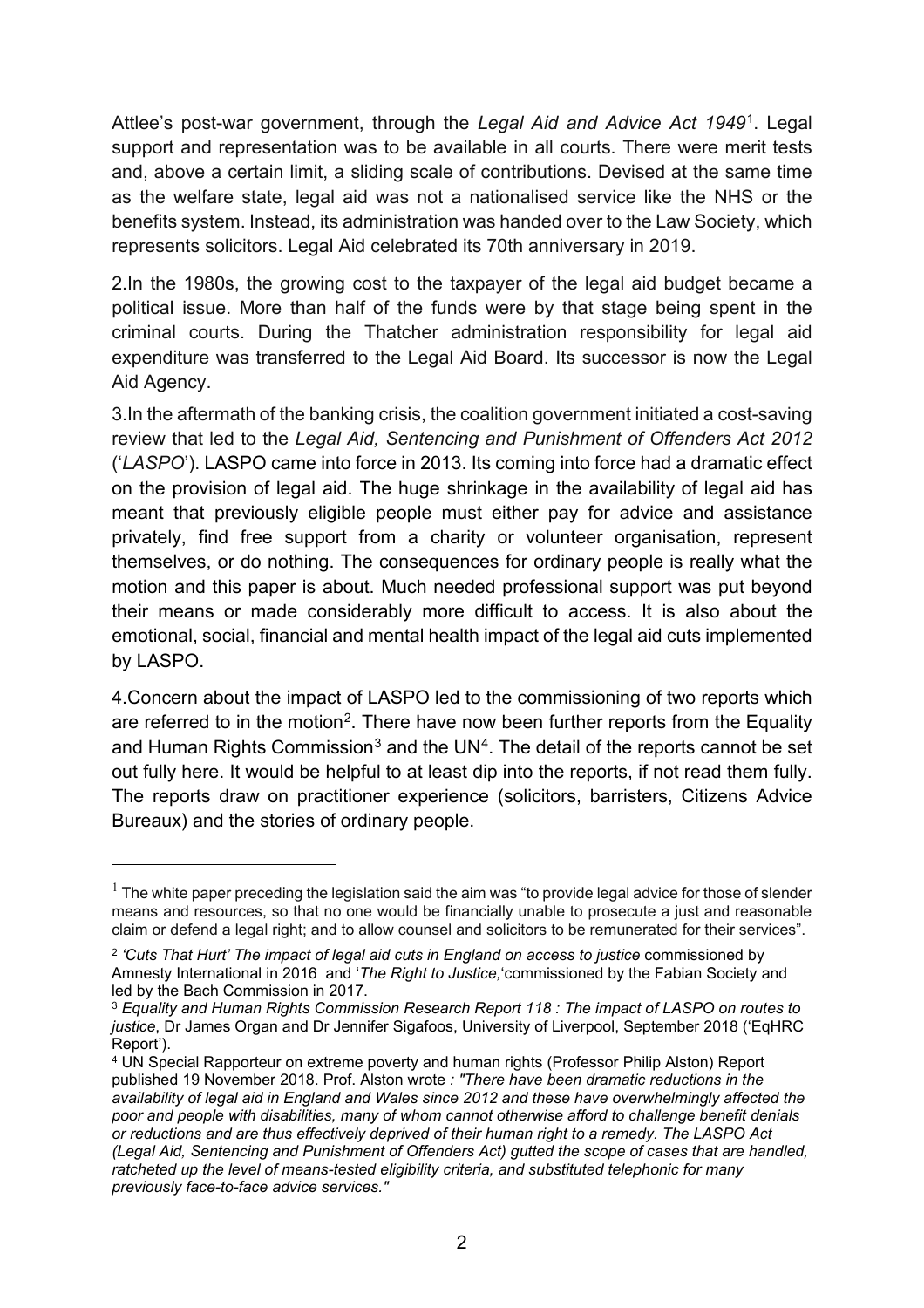Attlee's post-war government, through the *Legal Aid and Advice Act 1949*[1]. Legal support and representation was to be available in all courts. There were merit tests and, above a certain limit, a sliding scale of contributions. Devised at the same time as the welfare state, legal aid was not a nationalised service like the NHS or the benefits system. Instead, its administration was handed over to the Law Society, which represents solicitors. Legal Aid celebrated its 70th anniversary in 2019.

2.In the 1980s, the growing cost to the taxpayer of the legal aid budget became a political issue. More than half of the funds were by that stage being spent in the criminal courts. During the Thatcher administration responsibility for legal aid expenditure was transferred to the Legal Aid Board. Its successor is now the Legal Aid Agency.

3.In the aftermath of the banking crisis, the coalition government initiated a cost-saving review that led to the *Legal Aid, Sentencing and Punishment of Offenders Act 2012* ('*LASPO*'). LASPO came into force in 2013. Its coming into force had a dramatic effect on the provision of legal aid. The huge shrinkage in the availability of legal aid has meant that previously eligible people must either pay for advice and assistance privately, find free support from a charity or volunteer organisation, represent themselves, or do nothing. The consequences for ordinary people is really what the motion and this paper is about. Much needed professional support was put beyond their means or made considerably more difficult to access. It is also about the emotional, social, financial and mental health impact of the legal aid cuts implemented by LASPO.

4.Concern about the impact of LASPO led to the commissioning of two reports which are referred to in the motion[2]. There have now been further reports from the Equality and Human Rights Commission[3] and the UN[4]. The detail of the reports cannot be set out fully here. It would be helpful to at least dip into the reports, if not read them fully. The reports draw on practitioner experience (solicitors, barristers, Citizens Advice Bureaux) and the stories of ordinary people.

---

[1] The white paper preceding the legislation said the aim was "to provide legal advice for those of slender means and resources, so that no one would be financially unable to prosecute a just and reasonable claim or defend a legal right; and to allow counsel and solicitors to be remunerated for their services".

[2] *'Cuts That Hurt' The impact of legal aid cuts in England on access to justice* commissioned by Amnesty International in 2016 and '*The Right to Justice,*'commissioned by the Fabian Society and led by the Bach Commission in 2017.

[3] *Equality and Human Rights Commission Research Report 118 : The impact of LASPO on routes to justice*, Dr James Organ and Dr Jennifer Sigafoos, University of Liverpool, September 2018 ('EqHRC Report').

[4] UN Special Rapporteur on extreme poverty and human rights (Professor Philip Alston) Report published 19 November 2018. Prof. Alston wrote *: "There have been dramatic reductions in the availability of legal aid in England and Wales since 2012 and these have overwhelmingly affected the poor and people with disabilities, many of whom cannot otherwise afford to challenge benefit denials or reductions and are thus effectively deprived of their human right to a remedy. The LASPO Act (Legal Aid, Sentencing and Punishment of Offenders Act) gutted the scope of cases that are handled, ratcheted up the level of means-tested eligibility criteria, and substituted telephonic for many previously face-to-face advice services."*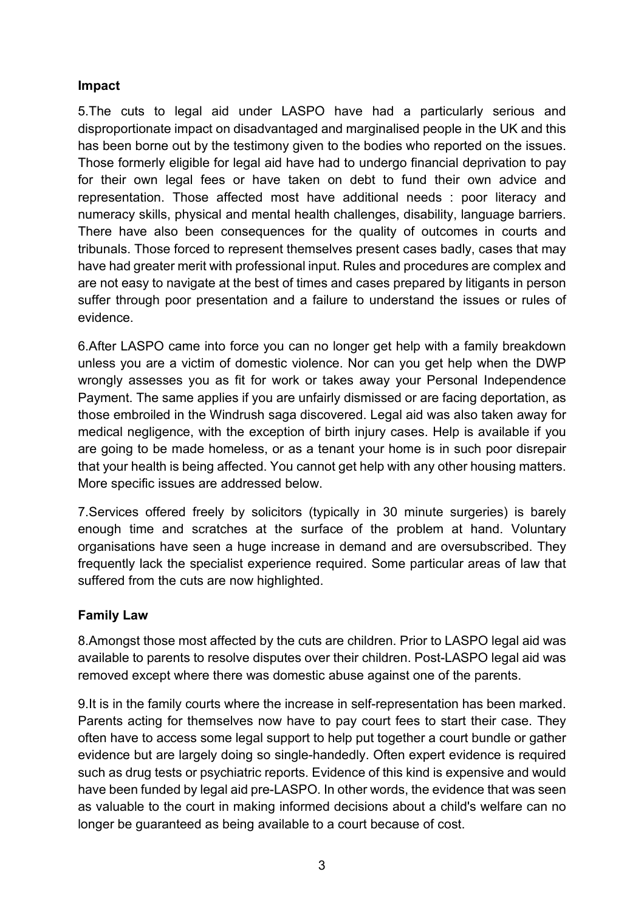**Impact**

5.The cuts to legal aid under LASPO have had a particularly serious and disproportionate impact on disadvantaged and marginalised people in the UK and this has been borne out by the testimony given to the bodies who reported on the issues. Those formerly eligible for legal aid have had to undergo financial deprivation to pay for their own legal fees or have taken on debt to fund their own advice and representation. Those affected most have additional needs : poor literacy and numeracy skills, physical and mental health challenges, disability, language barriers. There have also been consequences for the quality of outcomes in courts and tribunals. Those forced to represent themselves present cases badly, cases that may have had greater merit with professional input. Rules and procedures are complex and are not easy to navigate at the best of times and cases prepared by litigants in person suffer through poor presentation and a failure to understand the issues or rules of evidence.

6.After LASPO came into force you can no longer get help with a family breakdown unless you are a victim of domestic violence. Nor can you get help when the DWP wrongly assesses you as fit for work or takes away your Personal Independence Payment. The same applies if you are unfairly dismissed or are facing deportation, as those embroiled in the Windrush saga discovered. Legal aid was also taken away for medical negligence, with the exception of birth injury cases. Help is available if you are going to be made homeless, or as a tenant your home is in such poor disrepair that your health is being affected. You cannot get help with any other housing matters. More specific issues are addressed below.

7.Services offered freely by solicitors (typically in 30 minute surgeries) is barely enough time and scratches at the surface of the problem at hand. Voluntary organisations have seen a huge increase in demand and are oversubscribed. They frequently lack the specialist experience required. Some particular areas of law that suffered from the cuts are now highlighted.

**Family Law**

8.Amongst those most affected by the cuts are children. Prior to LASPO legal aid was available to parents to resolve disputes over their children. Post-LASPO legal aid was removed except where there was domestic abuse against one of the parents.

9.It is in the family courts where the increase in self-representation has been marked. Parents acting for themselves now have to pay court fees to start their case. They often have to access some legal support to help put together a court bundle or gather evidence but are largely doing so single-handedly. Often expert evidence is required such as drug tests or psychiatric reports. Evidence of this kind is expensive and would have been funded by legal aid pre-LASPO. In other words, the evidence that was seen as valuable to the court in making informed decisions about a child's welfare can no longer be guaranteed as being available to a court because of cost.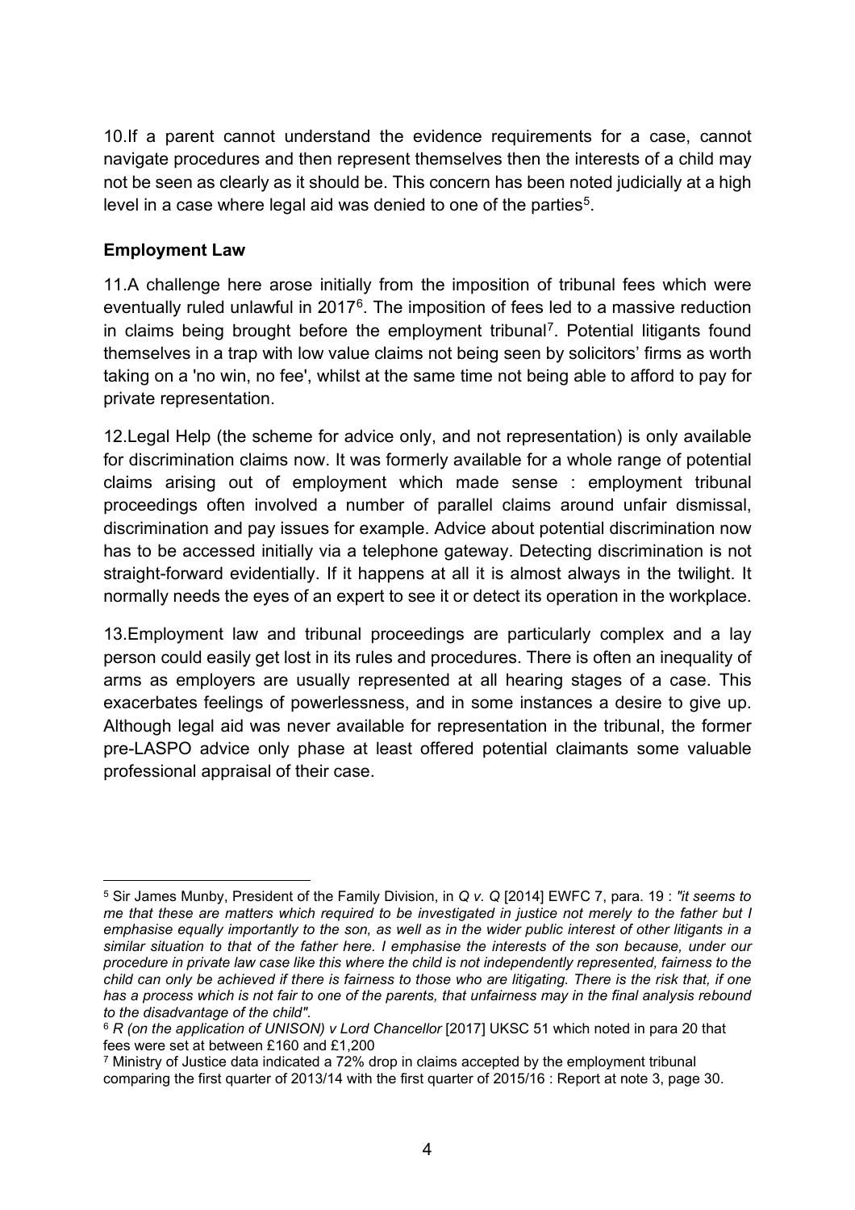10.If a parent cannot understand the evidence requirements for a case, cannot navigate procedures and then represent themselves then the interests of a child may not be seen as clearly as it should be. This concern has been noted judicially at a high level in a case where legal aid was denied to one of the parties[5].

**Employment Law**

11.A challenge here arose initially from the imposition of tribunal fees which were eventually ruled unlawful in 2017[6]. The imposition of fees led to a massive reduction in claims being brought before the employment tribunal[7]. Potential litigants found themselves in a trap with low value claims not being seen by solicitors' firms as worth taking on a 'no win, no fee', whilst at the same time not being able to afford to pay for private representation.

12.Legal Help (the scheme for advice only, and not representation) is only available for discrimination claims now. It was formerly available for a whole range of potential claims arising out of employment which made sense : employment tribunal proceedings often involved a number of parallel claims around unfair dismissal, discrimination and pay issues for example. Advice about potential discrimination now has to be accessed initially via a telephone gateway. Detecting discrimination is not straight-forward evidentially. If it happens at all it is almost always in the twilight. It normally needs the eyes of an expert to see it or detect its operation in the workplace.

13.Employment law and tribunal proceedings are particularly complex and a lay person could easily get lost in its rules and procedures. There is often an inequality of arms as employers are usually represented at all hearing stages of a case. This exacerbates feelings of powerlessness, and in some instances a desire to give up. Although legal aid was never available for representation in the tribunal, the former pre-LASPO advice only phase at least offered potential claimants some valuable professional appraisal of their case.

---

[5] Sir James Munby, President of the Family Division, in *Q v. Q* [2014] EWFC 7, para. 19 : *"it seems to me that these are matters which required to be investigated in justice not merely to the father but I emphasise equally importantly to the son, as well as in the wider public interest of other litigants in a similar situation to that of the father here. I emphasise the interests of the son because, under our procedure in private law case like this where the child is not independently represented, fairness to the child can only be achieved if there is fairness to those who are litigating. There is the risk that, if one has a process which is not fair to one of the parents, that unfairness may in the final analysis rebound to the disadvantage of the child".*

[6] *R (on the application of UNISON) v Lord Chancellor* [2017] UKSC 51 which noted in para 20 that fees were set at between £160 and £1,200

[7] Ministry of Justice data indicated a 72% drop in claims accepted by the employment tribunal comparing the first quarter of 2013/14 with the first quarter of 2015/16 : Report at note 3, page 30.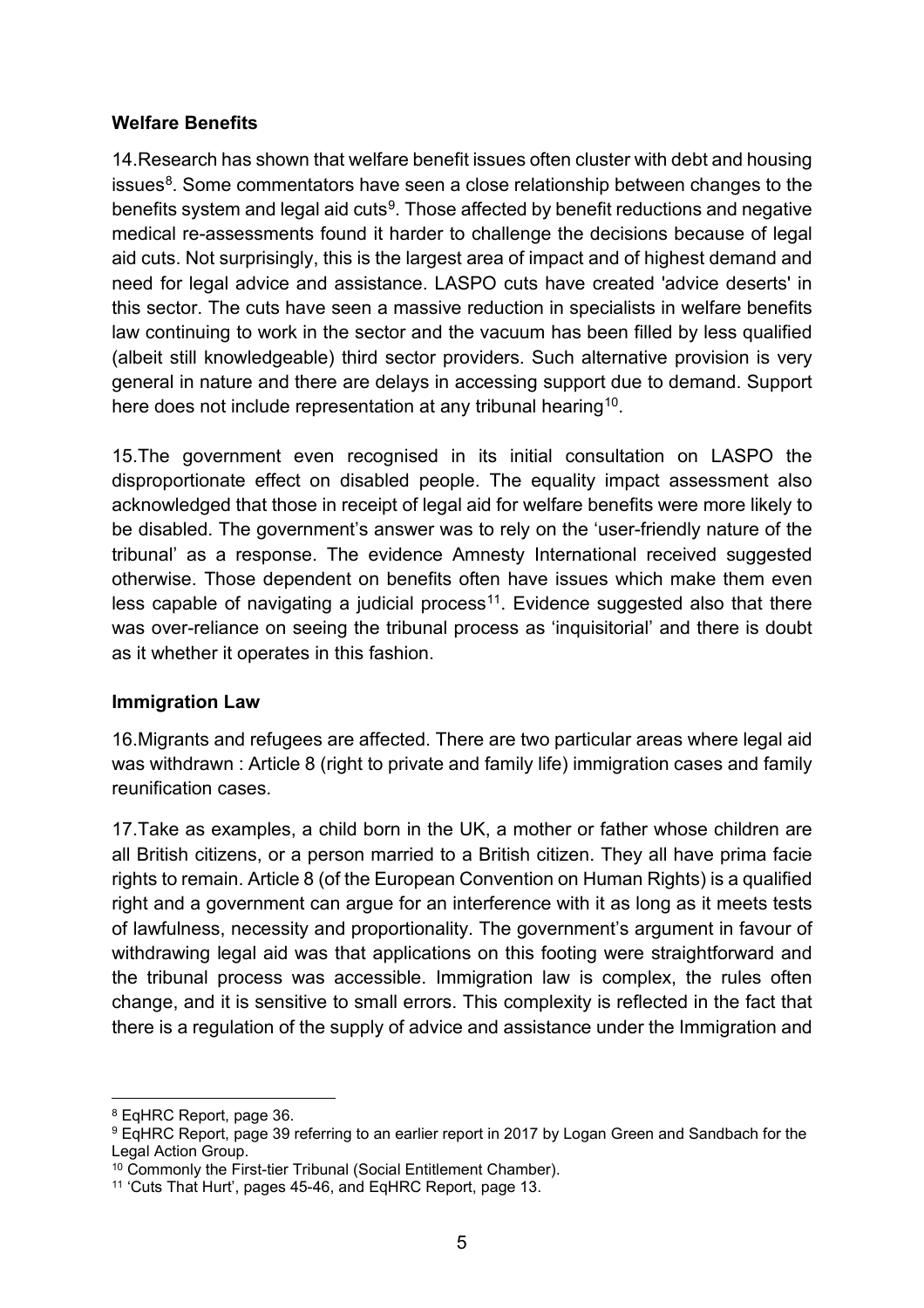**Welfare Benefits**

14.Research has shown that welfare benefit issues often cluster with debt and housing issues[8]. Some commentators have seen a close relationship between changes to the benefits system and legal aid cuts[9]. Those affected by benefit reductions and negative medical re-assessments found it harder to challenge the decisions because of legal aid cuts. Not surprisingly, this is the largest area of impact and of highest demand and need for legal advice and assistance. LASPO cuts have created 'advice deserts' in this sector. The cuts have seen a massive reduction in specialists in welfare benefits law continuing to work in the sector and the vacuum has been filled by less qualified (albeit still knowledgeable) third sector providers. Such alternative provision is very general in nature and there are delays in accessing support due to demand. Support here does not include representation at any tribunal hearing[10].

15.The government even recognised in its initial consultation on LASPO the disproportionate effect on disabled people. The equality impact assessment also acknowledged that those in receipt of legal aid for welfare benefits were more likely to be disabled. The government's answer was to rely on the 'user-friendly nature of the tribunal' as a response. The evidence Amnesty International received suggested otherwise. Those dependent on benefits often have issues which make them even less capable of navigating a judicial process[11]. Evidence suggested also that there was over-reliance on seeing the tribunal process as 'inquisitorial' and there is doubt as it whether it operates in this fashion.

**Immigration Law**

16.Migrants and refugees are affected. There are two particular areas where legal aid was withdrawn : Article 8 (right to private and family life) immigration cases and family reunification cases.

17.Take as examples, a child born in the UK, a mother or father whose children are all British citizens, or a person married to a British citizen. They all have prima facie rights to remain. Article 8 (of the European Convention on Human Rights) is a qualified right and a government can argue for an interference with it as long as it meets tests of lawfulness, necessity and proportionality. The government's argument in favour of withdrawing legal aid was that applications on this footing were straightforward and the tribunal process was accessible. Immigration law is complex, the rules often change, and it is sensitive to small errors. This complexity is reflected in the fact that there is a regulation of the supply of advice and assistance under the Immigration and

---

[8] EqHRC Report, page 36.

[9] EqHRC Report, page 39 referring to an earlier report in 2017 by Logan Green and Sandbach for the Legal Action Group.

[10] Commonly the First-tier Tribunal (Social Entitlement Chamber).

[11] 'Cuts That Hurt', pages 45-46, and EqHRC Report, page 13.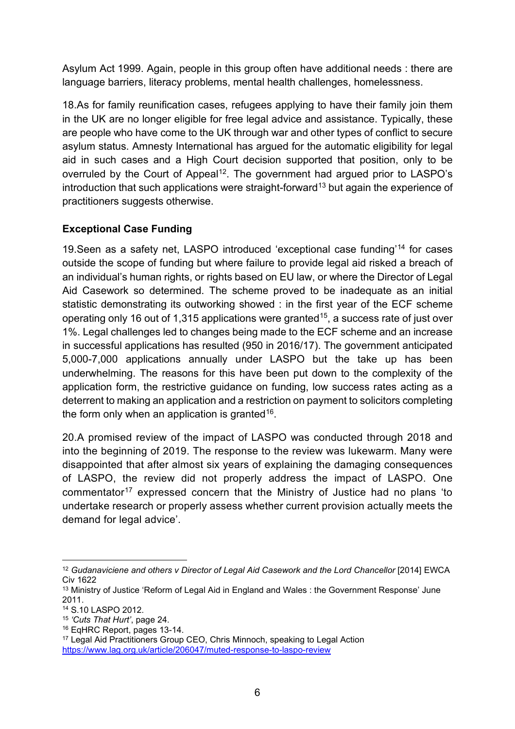Asylum Act 1999. Again, people in this group often have additional needs : there are language barriers, literacy problems, mental health challenges, homelessness.

18.As for family reunification cases, refugees applying to have their family join them in the UK are no longer eligible for free legal advice and assistance. Typically, these are people who have come to the UK through war and other types of conflict to secure asylum status. Amnesty International has argued for the automatic eligibility for legal aid in such cases and a High Court decision supported that position, only to be overruled by the Court of Appeal[12]. The government had argued prior to LASPO's introduction that such applications were straight-forward[13] but again the experience of practitioners suggests otherwise.

**Exceptional Case Funding**

19.Seen as a safety net, LASPO introduced 'exceptional case funding'[14] for cases outside the scope of funding but where failure to provide legal aid risked a breach of an individual's human rights, or rights based on EU law, or where the Director of Legal Aid Casework so determined. The scheme proved to be inadequate as an initial statistic demonstrating its outworking showed : in the first year of the ECF scheme operating only 16 out of 1,315 applications were granted[15], a success rate of just over 1%. Legal challenges led to changes being made to the ECF scheme and an increase in successful applications has resulted (950 in 2016/17). The government anticipated 5,000-7,000 applications annually under LASPO but the take up has been underwhelming. The reasons for this have been put down to the complexity of the application form, the restrictive guidance on funding, low success rates acting as a deterrent to making an application and a restriction on payment to solicitors completing the form only when an application is granted[16].

20.A promised review of the impact of LASPO was conducted through 2018 and into the beginning of 2019. The response to the review was lukewarm. Many were disappointed that after almost six years of explaining the damaging consequences of LASPO, the review did not properly address the impact of LASPO. One commentator[17] expressed concern that the Ministry of Justice had no plans 'to undertake research or properly assess whether current provision actually meets the demand for legal advice'.

---

[12] *Gudanaviciene and others v Director of Legal Aid Casework and the Lord Chancellor* [2014] EWCA Civ 1622

[13] Ministry of Justice 'Reform of Legal Aid in England and Wales : the Government Response' June 2011.

[14] S.10 LASPO 2012.

[15] *'Cuts That Hurt'*, page 24.

[16] EqHRC Report, pages 13-14.

[17] Legal Aid Practitioners Group CEO, Chris Minnoch, speaking to Legal Action https://www.lag.org.uk/article/206047/muted-response-to-laspo-review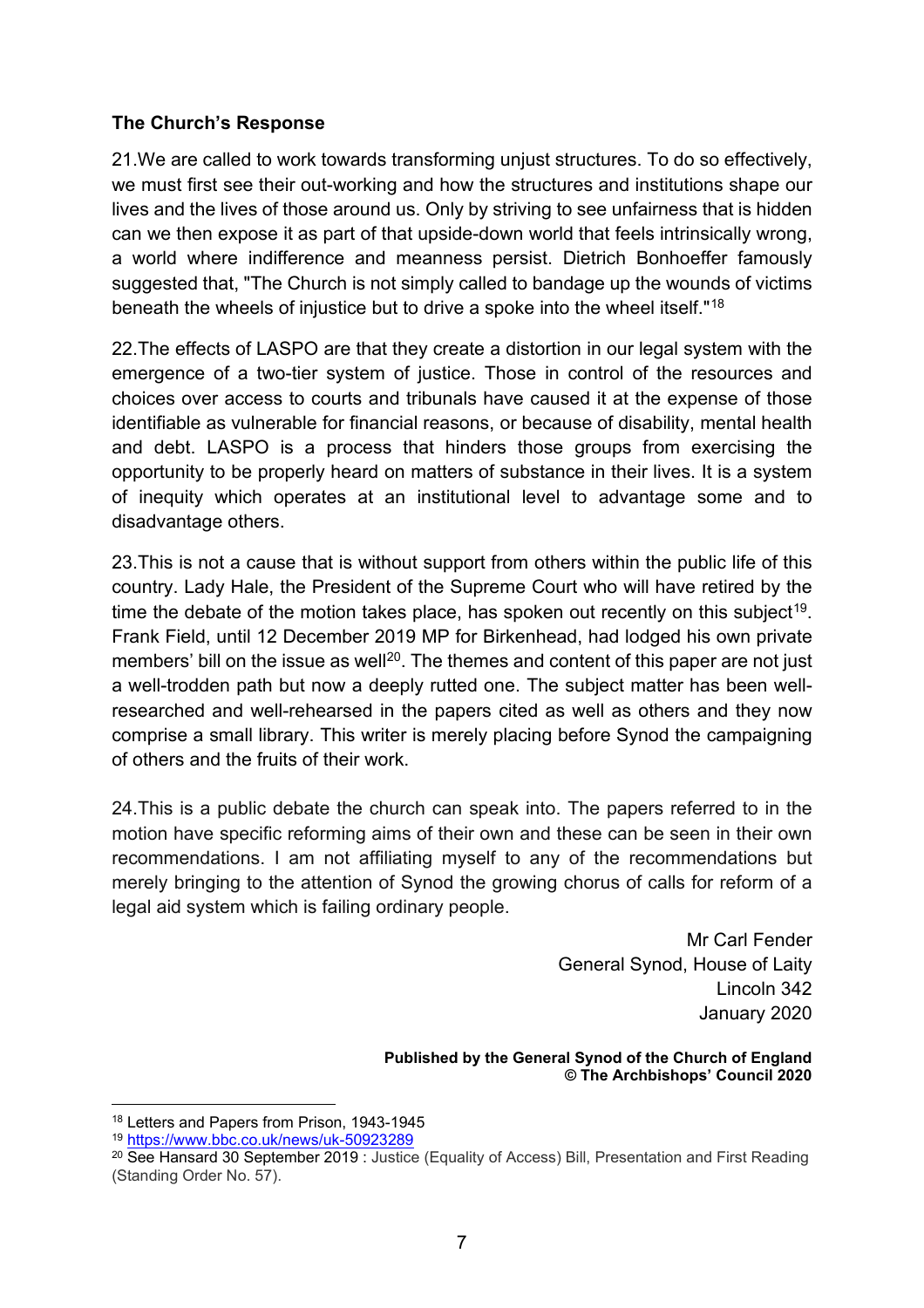**The Church's Response**

21.We are called to work towards transforming unjust structures. To do so effectively, we must first see their out-working and how the structures and institutions shape our lives and the lives of those around us. Only by striving to see unfairness that is hidden can we then expose it as part of that upside-down world that feels intrinsically wrong, a world where indifference and meanness persist. Dietrich Bonhoeffer famously suggested that, "The Church is not simply called to bandage up the wounds of victims beneath the wheels of injustice but to drive a spoke into the wheel itself."[18]

22.The effects of LASPO are that they create a distortion in our legal system with the emergence of a two-tier system of justice. Those in control of the resources and choices over access to courts and tribunals have caused it at the expense of those identifiable as vulnerable for financial reasons, or because of disability, mental health and debt. LASPO is a process that hinders those groups from exercising the opportunity to be properly heard on matters of substance in their lives. It is a system of inequity which operates at an institutional level to advantage some and to disadvantage others.

23.This is not a cause that is without support from others within the public life of this country. Lady Hale, the President of the Supreme Court who will have retired by the time the debate of the motion takes place, has spoken out recently on this subject[19]. Frank Field, until 12 December 2019 MP for Birkenhead, had lodged his own private members' bill on the issue as well[20]. The themes and content of this paper are not just a well-trodden path but now a deeply rutted one. The subject matter has been well-researched and well-rehearsed in the papers cited as well as others and they now comprise a small library. This writer is merely placing before Synod the campaigning of others and the fruits of their work.

24.This is a public debate the church can speak into. The papers referred to in the motion have specific reforming aims of their own and these can be seen in their own recommendations. I am not affiliating myself to any of the recommendations but merely bringing to the attention of Synod the growing chorus of calls for reform of a legal aid system which is failing ordinary people.

Mr Carl Fender
General Synod, House of Laity
Lincoln 342
January 2020

**Published by the General Synod of the Church of England**
**© The Archbishops' Council 2020**

---

[18] Letters and Papers from Prison, 1943-1945

[19] https://www.bbc.co.uk/news/uk-50923289

[20] See Hansard 30 September 2019 : Justice (Equality of Access) Bill, Presentation and First Reading (Standing Order No. 57).